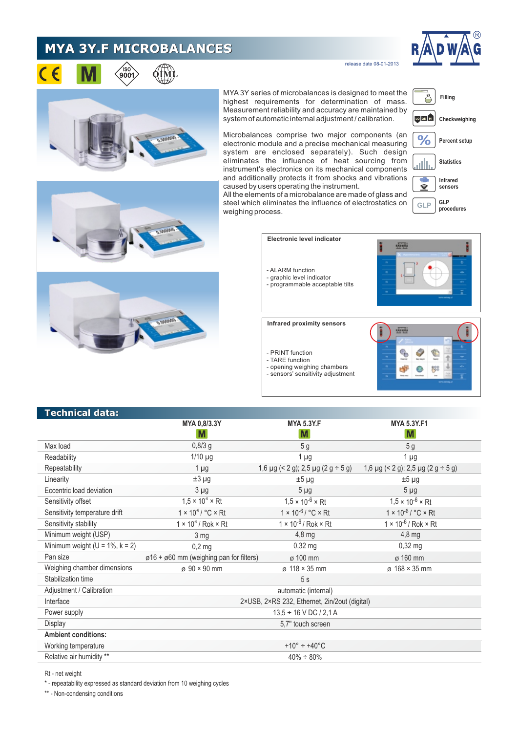# MYA 3Y.F MICROBALANCES

release date 08-01-2013

MYA 3Y series of microbalances is designed to meet the highest requirements for determination of mass. Measurement reliability and accuracy are maintained by system of automatic internal adjustment / calibration.

Microbalances comprise two major components (an electronic module and a precise mechanical measuring system are enclosed separately). Such design eliminates the influence of heat sourcing from instrument's electronics on its mechanical components and additionally protects it from shocks and vibrations caused by users operating the instrument.
All the elements of a microbalance are made of glass and steel which eliminates the influence of electrostatics on weighing process.

- Filling
- Checkweighing
- Percent setup
- Statistics
- Infrared sensors
- GLP procedures

**Electronic level indicator**

- ALARM function
- graphic level indicator
- programmable acceptable tilts

**Infrared proximity sensors**

- PRINT function
- TARE function
- opening weighing chambers
- sensors' sensitivity adjustment

## Technical data:

| | MYA 0,8/3.3Y | MYA 5.3Y.F | MYA 5.3Y.F1 |
|---|---|---|---|
| | M | M | M |
| Max load | 0,8/3 g | 5 g | 5 g |
| Readability | 1/10 µg | 1 µg | 1 µg |
| Repeatability | 1 µg | 1,6 µg (< 2 g); 2,5 µg (2 g ÷ 5 g) | 1,6 µg (< 2 g); 2,5 µg (2 g ÷ 5 g) |
| Linearity | ±3 µg | ±5 µg | ±5 µg |
| Eccentric load deviation | 3 µg | 5 µg | 5 µg |
| Sensitivity offset | $1{,}5 \times 10^{-6} \times$ Rt | $1{,}5 \times 10^{-6} \times$ Rt | $1{,}5 \times 10^{-6} \times$ Rt |
| Sensitivity temperature drift | $1 \times 10^{-6}$ / °C × Rt | $1 \times 10^{-6}$ / °C × Rt | $1 \times 10^{-6}$ / °C × Rt |
| Sensitivity stability | $1 \times 10^{-6}$ / Rok × Rt | $1 \times 10^{-6}$ / Rok × Rt | $1 \times 10^{-6}$ / Rok × Rt |
| Minimum weight (USP) | 3 mg | 4,8 mg | 4,8 mg |
| Minimum weight (U = 1%, k = 2) | 0,2 mg | 0,32 mg | 0,32 mg |
| Pan size | ø16 ÷ ø60 mm (weighing pan for filters) | ø 100 mm | ø 160 mm |
| Weighing chamber dimensions | ø 90 × 90 mm | ø 118 × 35 mm | ø 168 × 35 mm |
| Stabilization time | | 5 s | |
| Adjustment / Calibration | | automatic (internal) | |
| Interface | | 2×USB, 2×RS 232, Ethernet, 2in/2out (digital) | |
| Power supply | | 13,5 ÷ 16 V DC / 2,1 A | |
| Display | | 5,7" touch screen | |
| **Ambient conditions:** | | | |
| Working temperature | | +10° ÷ +40°C | |
| Relative air humidity ** | | 40% ÷ 80% | |

Rt - net weight

* - repeatability expressed as standard deviation from 10 weighing cycles

** - Non-condensing conditions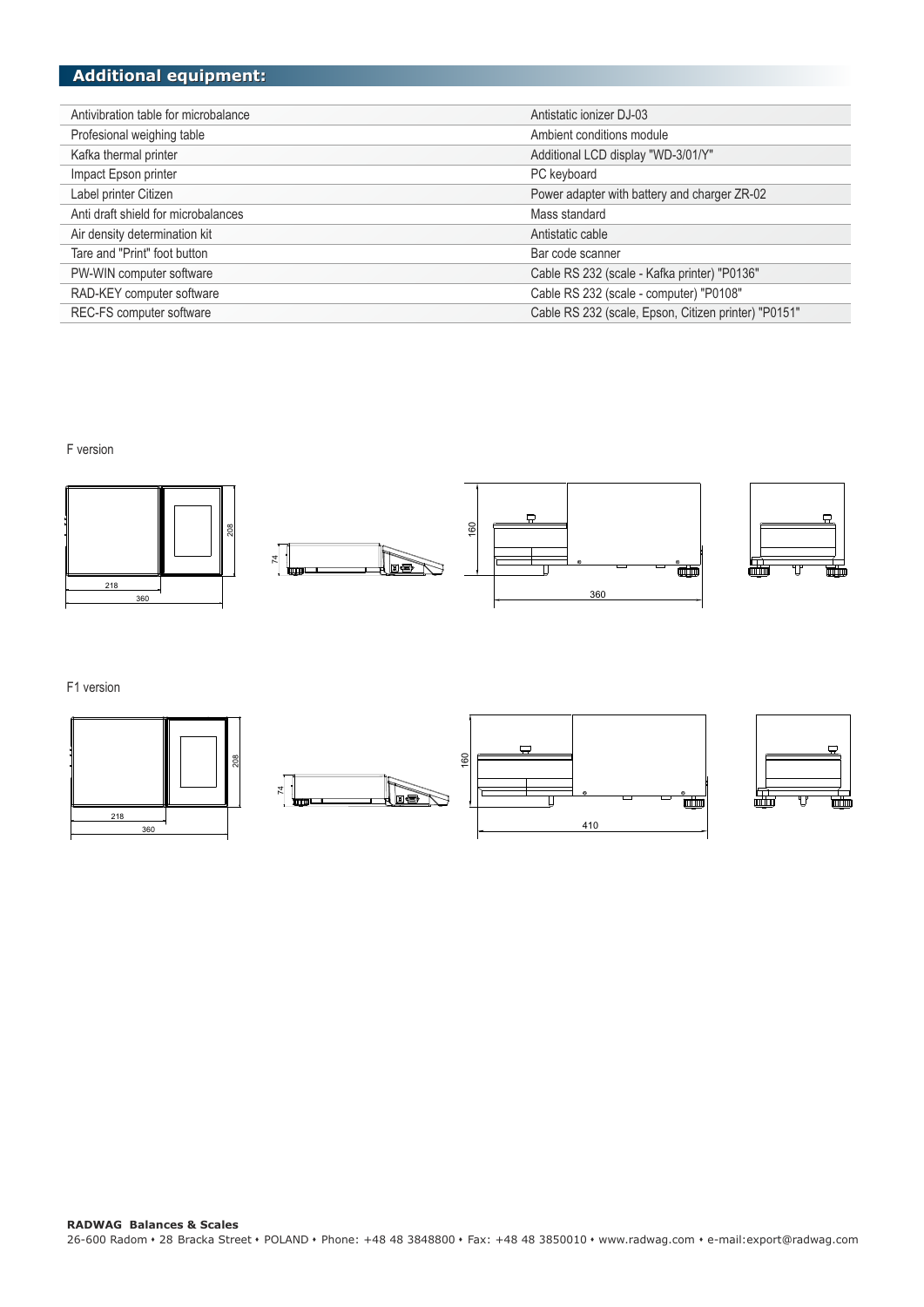## Additional equipment:

| | |
|---|---|
| Antivibration table for microbalance | Antistatic ionizer DJ-03 |
| Profesional weighing table | Ambient conditions module |
| Kafka thermal printer | Additional LCD display "WD-3/01/Y" |
| Impact Epson printer | PC keyboard |
| Label printer Citizen | Power adapter with battery and charger ZR-02 |
| Anti draft shield for microbalances | Mass standard |
| Air density determination kit | Antistatic cable |
| Tare and "Print" foot button | Bar code scanner |
| PW-WIN computer software | Cable RS 232 (scale - Kafka printer) "P0136" |
| RAD-KEY computer software | Cable RS 232 (scale - computer) "P0108" |
| REC-FS computer software | Cable RS 232 (scale, Epson, Citizen printer) "P0151" |

F version

218
360
208
74
160
360

F1 version

218
360
208
74
160
410

**RADWAG Balances & Scales**
26-600 Radom • 28 Bracka Street • POLAND • Phone: +48 48 3848800 • Fax: +48 48 3850010 • www.radwag.com • e-mail:export@radwag.com